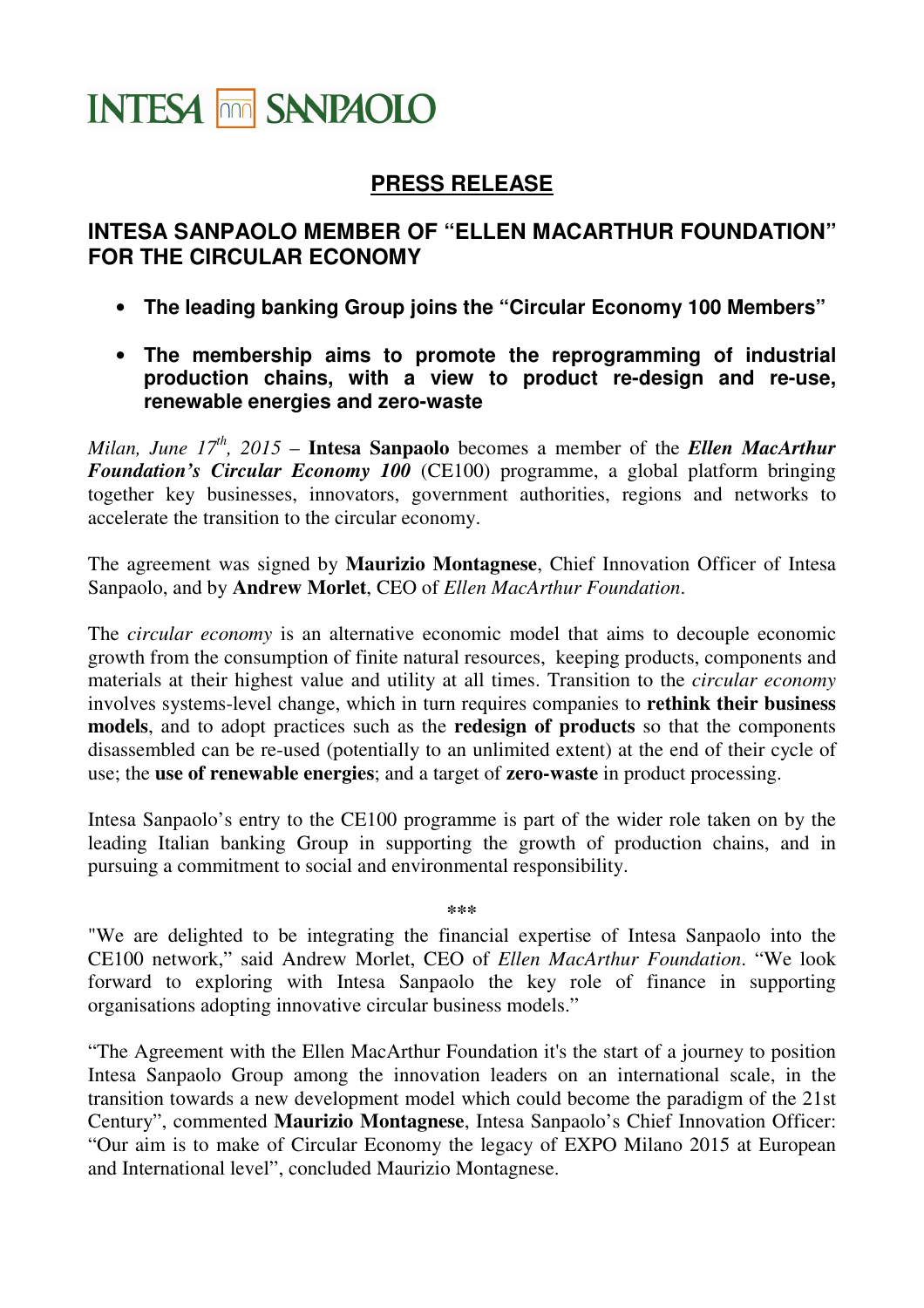INTESA SANPAOLO

## PRESS RELEASE

# INTESA SANPAOLO MEMBER OF "ELLEN MACARTHUR FOUNDATION" FOR THE CIRCULAR ECONOMY

- **The leading banking Group joins the "Circular Economy 100 Members"**
- **The membership aims to promote the reprogramming of industrial production chains, with a view to product re-design and re-use, renewable energies and zero-waste**

*Milan, June 17th, 2015* – **Intesa Sanpaolo** becomes a member of the ***Ellen MacArthur Foundation's Circular Economy 100*** (CE100) programme, a global platform bringing together key businesses, innovators, government authorities, regions and networks to accelerate the transition to the circular economy.

The agreement was signed by **Maurizio Montagnese**, Chief Innovation Officer of Intesa Sanpaolo, and by **Andrew Morlet**, CEO of *Ellen MacArthur Foundation*.

The *circular economy* is an alternative economic model that aims to decouple economic growth from the consumption of finite natural resources, keeping products, components and materials at their highest value and utility at all times. Transition to the *circular economy* involves systems-level change, which in turn requires companies to **rethink their business models**, and to adopt practices such as the **redesign of products** so that the components disassembled can be re-used (potentially to an unlimited extent) at the end of their cycle of use; the **use of renewable energies**; and a target of **zero-waste** in product processing.

Intesa Sanpaolo's entry to the CE100 programme is part of the wider role taken on by the leading Italian banking Group in supporting the growth of production chains, and in pursuing a commitment to social and environmental responsibility.

***

"We are delighted to be integrating the financial expertise of Intesa Sanpaolo into the CE100 network," said Andrew Morlet, CEO of *Ellen MacArthur Foundation*. "We look forward to exploring with Intesa Sanpaolo the key role of finance in supporting organisations adopting innovative circular business models."

"The Agreement with the Ellen MacArthur Foundation it's the start of a journey to position Intesa Sanpaolo Group among the innovation leaders on an international scale, in the transition towards a new development model which could become the paradigm of the 21st Century", commented **Maurizio Montagnese**, Intesa Sanpaolo's Chief Innovation Officer: "Our aim is to make of Circular Economy the legacy of EXPO Milano 2015 at European and International level", concluded Maurizio Montagnese.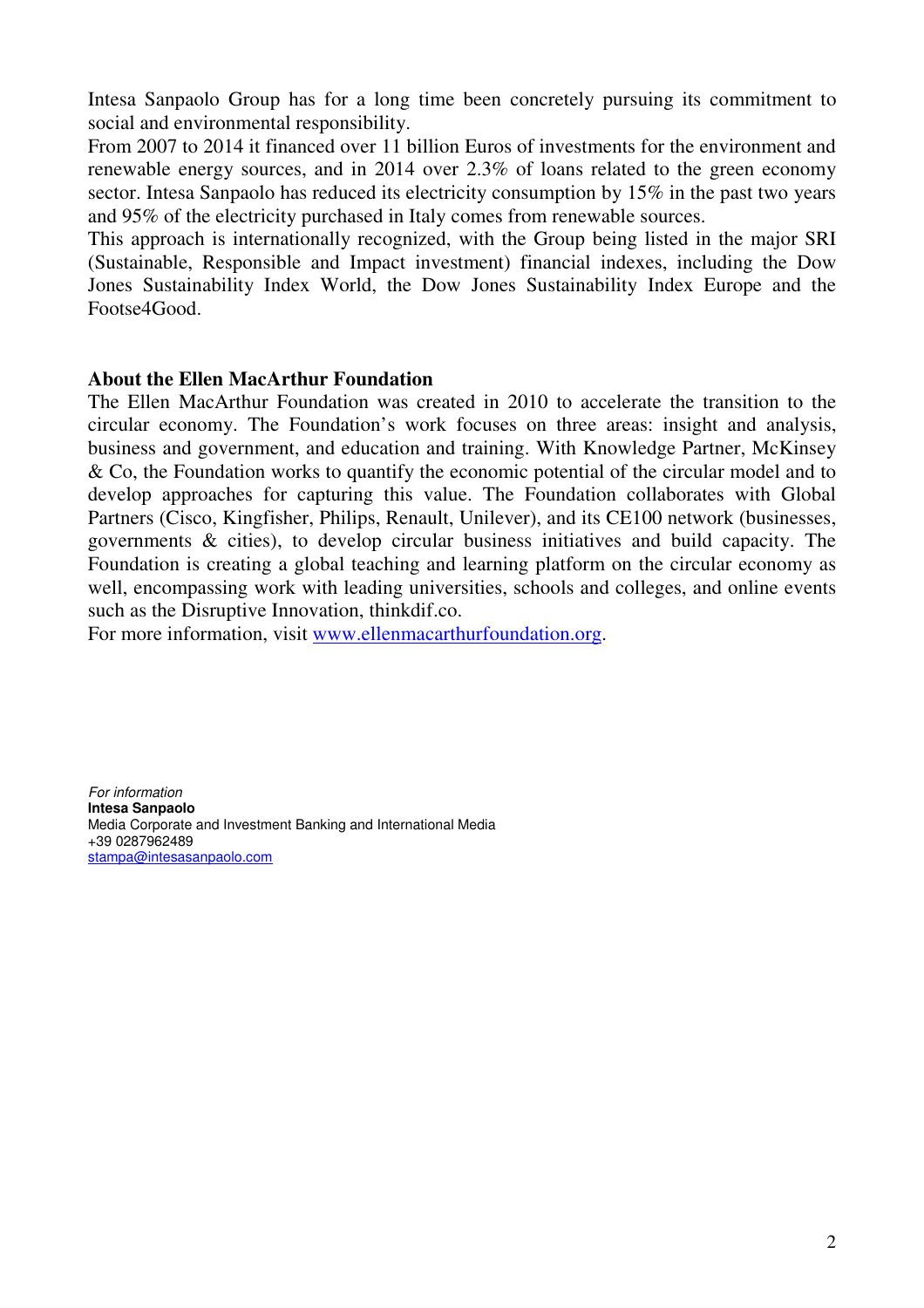Intesa Sanpaolo Group has for a long time been concretely pursuing its commitment to social and environmental responsibility.
From 2007 to 2014 it financed over 11 billion Euros of investments for the environment and renewable energy sources, and in 2014 over 2.3% of loans related to the green economy sector. Intesa Sanpaolo has reduced its electricity consumption by 15% in the past two years and 95% of the electricity purchased in Italy comes from renewable sources.
This approach is internationally recognized, with the Group being listed in the major SRI (Sustainable, Responsible and Impact investment) financial indexes, including the Dow Jones Sustainability Index World, the Dow Jones Sustainability Index Europe and the Footse4Good.

**About the Ellen MacArthur Foundation**

The Ellen MacArthur Foundation was created in 2010 to accelerate the transition to the circular economy. The Foundation's work focuses on three areas: insight and analysis, business and government, and education and training. With Knowledge Partner, McKinsey & Co, the Foundation works to quantify the economic potential of the circular model and to develop approaches for capturing this value. The Foundation collaborates with Global Partners (Cisco, Kingfisher, Philips, Renault, Unilever), and its CE100 network (businesses, governments & cities), to develop circular business initiatives and build capacity. The Foundation is creating a global teaching and learning platform on the circular economy as well, encompassing work with leading universities, schools and colleges, and online events such as the Disruptive Innovation, thinkdif.co.
For more information, visit [www.ellenmacarthurfoundation.org](http://www.ellenmacarthurfoundation.org).

*For information*
**Intesa Sanpaolo**
Media Corporate and Investment Banking and International Media
+39 0287962489
[stampa@intesasanpaolo.com](mailto:stampa@intesasanpaolo.com)